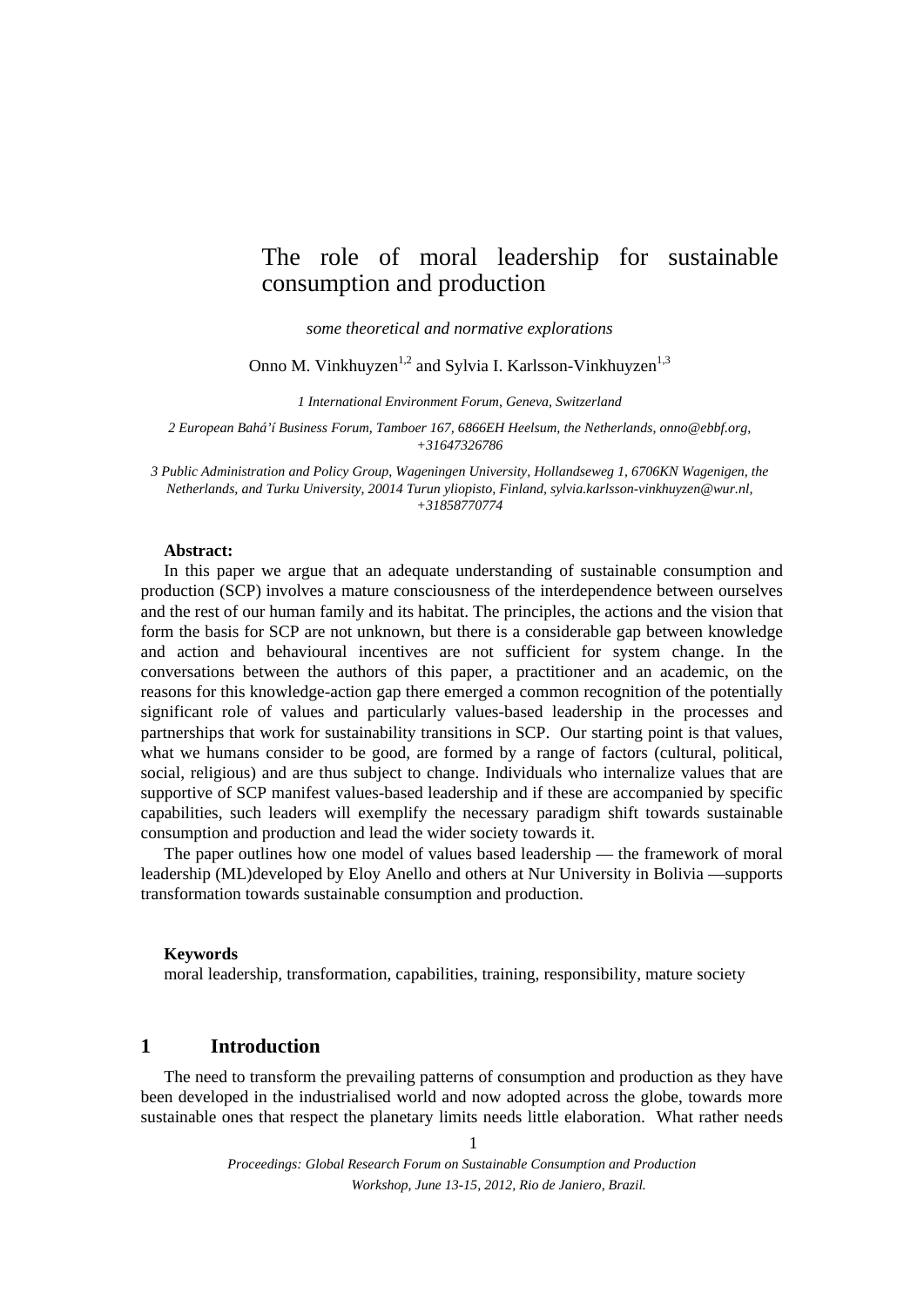# The role of moral leadership for sustainable consumption and production

*some theoretical and normative explorations*

Onno M. Vinkhuyzen[1,2] and Sylvia I. Karlsson-Vinkhuyzen[1,3]

*1 International Environment Forum, Geneva, Switzerland*

*2 European Bahá'í Business Forum, Tamboer 167, 6866EH Heelsum, the Netherlands, onno@ebbf.org, +31647326786*

*3 Public Administration and Policy Group, Wageningen University, Hollandseweg 1, 6706KN Wagenigen, the Netherlands, and Turku University, 20014 Turun yliopisto, Finland, sylvia.karlsson-vinkhuyzen@wur.nl, +31858770774*

**Abstract:**

In this paper we argue that an adequate understanding of sustainable consumption and production (SCP) involves a mature consciousness of the interdependence between ourselves and the rest of our human family and its habitat. The principles, the actions and the vision that form the basis for SCP are not unknown, but there is a considerable gap between knowledge and action and behavioural incentives are not sufficient for system change. In the conversations between the authors of this paper, a practitioner and an academic, on the reasons for this knowledge-action gap there emerged a common recognition of the potentially significant role of values and particularly values-based leadership in the processes and partnerships that work for sustainability transitions in SCP. Our starting point is that values, what we humans consider to be good, are formed by a range of factors (cultural, political, social, religious) and are thus subject to change. Individuals who internalize values that are supportive of SCP manifest values-based leadership and if these are accompanied by specific capabilities, such leaders will exemplify the necessary paradigm shift towards sustainable consumption and production and lead the wider society towards it.

The paper outlines how one model of values based leadership — the framework of moral leadership (ML)developed by Eloy Anello and others at Nur University in Bolivia —supports transformation towards sustainable consumption and production.

**Keywords**

moral leadership, transformation, capabilities, training, responsibility, mature society

## 1 Introduction

The need to transform the prevailing patterns of consumption and production as they have been developed in the industrialised world and now adopted across the globe, towards more sustainable ones that respect the planetary limits needs little elaboration. What rather needs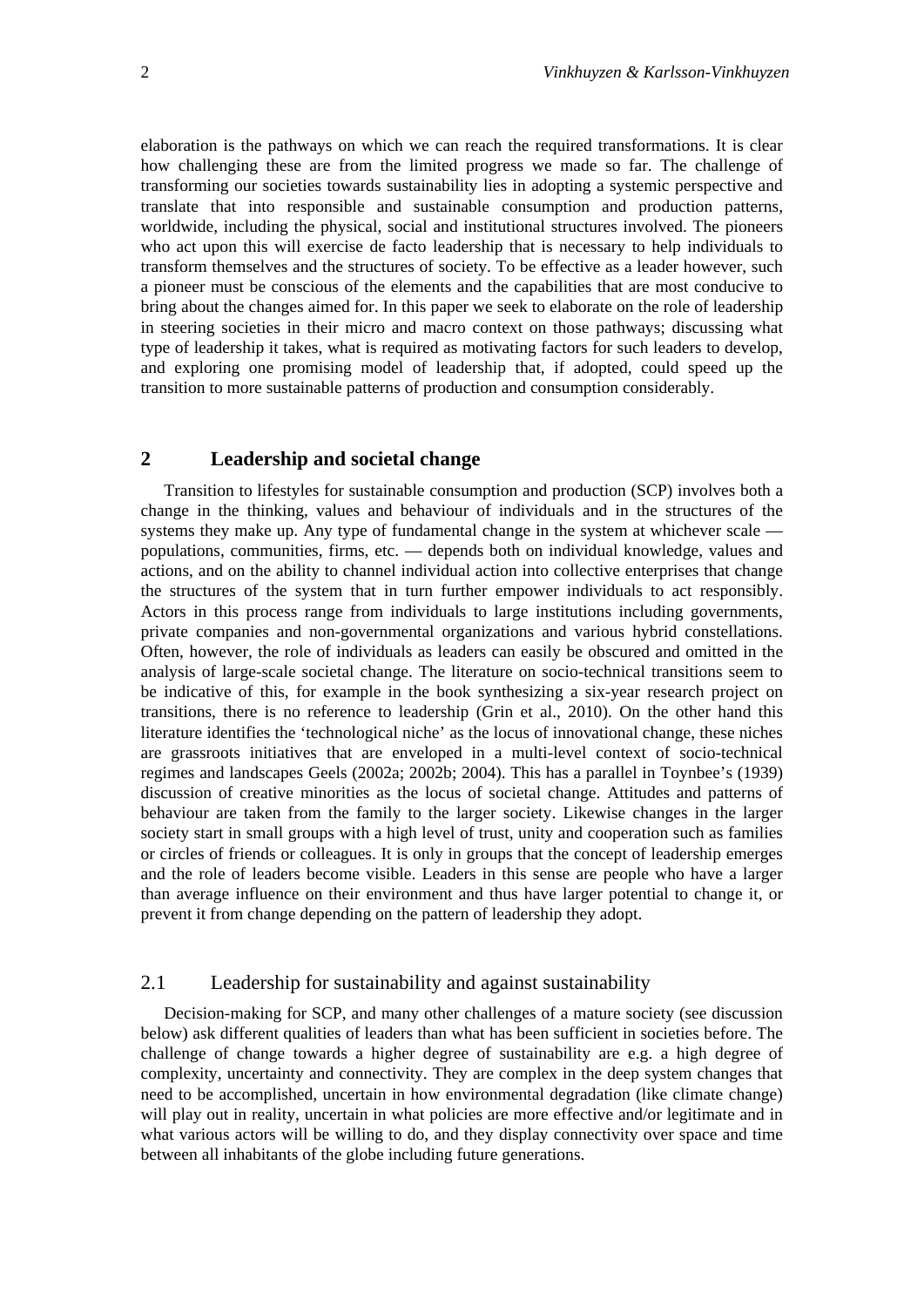elaboration is the pathways on which we can reach the required transformations. It is clear how challenging these are from the limited progress we made so far. The challenge of transforming our societies towards sustainability lies in adopting a systemic perspective and translate that into responsible and sustainable consumption and production patterns, worldwide, including the physical, social and institutional structures involved. The pioneers who act upon this will exercise de facto leadership that is necessary to help individuals to transform themselves and the structures of society. To be effective as a leader however, such a pioneer must be conscious of the elements and the capabilities that are most conducive to bring about the changes aimed for. In this paper we seek to elaborate on the role of leadership in steering societies in their micro and macro context on those pathways; discussing what type of leadership it takes, what is required as motivating factors for such leaders to develop, and exploring one promising model of leadership that, if adopted, could speed up the transition to more sustainable patterns of production and consumption considerably.

## 2 Leadership and societal change

Transition to lifestyles for sustainable consumption and production (SCP) involves both a change in the thinking, values and behaviour of individuals and in the structures of the systems they make up. Any type of fundamental change in the system at whichever scale — populations, communities, firms, etc. — depends both on individual knowledge, values and actions, and on the ability to channel individual action into collective enterprises that change the structures of the system that in turn further empower individuals to act responsibly. Actors in this process range from individuals to large institutions including governments, private companies and non-governmental organizations and various hybrid constellations. Often, however, the role of individuals as leaders can easily be obscured and omitted in the analysis of large-scale societal change. The literature on socio-technical transitions seem to be indicative of this, for example in the book synthesizing a six-year research project on transitions, there is no reference to leadership (Grin et al., 2010). On the other hand this literature identifies the 'technological niche' as the locus of innovational change, these niches are grassroots initiatives that are enveloped in a multi-level context of socio-technical regimes and landscapes Geels (2002a; 2002b; 2004). This has a parallel in Toynbee's (1939) discussion of creative minorities as the locus of societal change. Attitudes and patterns of behaviour are taken from the family to the larger society. Likewise changes in the larger society start in small groups with a high level of trust, unity and cooperation such as families or circles of friends or colleagues. It is only in groups that the concept of leadership emerges and the role of leaders become visible. Leaders in this sense are people who have a larger than average influence on their environment and thus have larger potential to change it, or prevent it from change depending on the pattern of leadership they adopt.

### 2.1 Leadership for sustainability and against sustainability

Decision-making for SCP, and many other challenges of a mature society (see discussion below) ask different qualities of leaders than what has been sufficient in societies before. The challenge of change towards a higher degree of sustainability are e.g. a high degree of complexity, uncertainty and connectivity. They are complex in the deep system changes that need to be accomplished, uncertain in how environmental degradation (like climate change) will play out in reality, uncertain in what policies are more effective and/or legitimate and in what various actors will be willing to do, and they display connectivity over space and time between all inhabitants of the globe including future generations.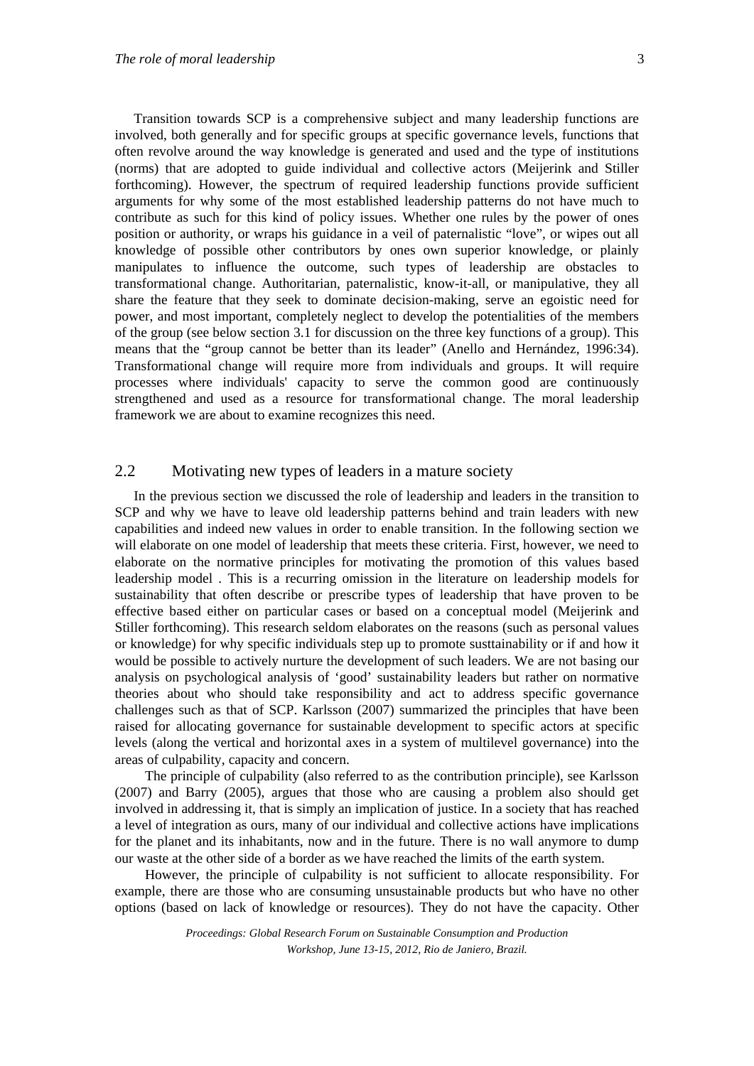Transition towards SCP is a comprehensive subject and many leadership functions are involved, both generally and for specific groups at specific governance levels, functions that often revolve around the way knowledge is generated and used and the type of institutions (norms) that are adopted to guide individual and collective actors (Meijerink and Stiller forthcoming). However, the spectrum of required leadership functions provide sufficient arguments for why some of the most established leadership patterns do not have much to contribute as such for this kind of policy issues. Whether one rules by the power of ones position or authority, or wraps his guidance in a veil of paternalistic "love", or wipes out all knowledge of possible other contributors by ones own superior knowledge, or plainly manipulates to influence the outcome, such types of leadership are obstacles to transformational change. Authoritarian, paternalistic, know-it-all, or manipulative, they all share the feature that they seek to dominate decision-making, serve an egoistic need for power, and most important, completely neglect to develop the potentialities of the members of the group (see below section 3.1 for discussion on the three key functions of a group). This means that the "group cannot be better than its leader" (Anello and Hernández, 1996:34). Transformational change will require more from individuals and groups. It will require processes where individuals' capacity to serve the common good are continuously strengthened and used as a resource for transformational change. The moral leadership framework we are about to examine recognizes this need.

## 2.2 Motivating new types of leaders in a mature society

In the previous section we discussed the role of leadership and leaders in the transition to SCP and why we have to leave old leadership patterns behind and train leaders with new capabilities and indeed new values in order to enable transition. In the following section we will elaborate on one model of leadership that meets these criteria. First, however, we need to elaborate on the normative principles for motivating the promotion of this values based leadership model . This is a recurring omission in the literature on leadership models for sustainability that often describe or prescribe types of leadership that have proven to be effective based either on particular cases or based on a conceptual model (Meijerink and Stiller forthcoming). This research seldom elaborates on the reasons (such as personal values or knowledge) for why specific individuals step up to promote susttainability or if and how it would be possible to actively nurture the development of such leaders. We are not basing our analysis on psychological analysis of 'good' sustainability leaders but rather on normative theories about who should take responsibility and act to address specific governance challenges such as that of SCP. Karlsson (2007) summarized the principles that have been raised for allocating governance for sustainable development to specific actors at specific levels (along the vertical and horizontal axes in a system of multilevel governance) into the areas of culpability, capacity and concern.

The principle of culpability (also referred to as the contribution principle), see Karlsson (2007) and Barry (2005), argues that those who are causing a problem also should get involved in addressing it, that is simply an implication of justice. In a society that has reached a level of integration as ours, many of our individual and collective actions have implications for the planet and its inhabitants, now and in the future. There is no wall anymore to dump our waste at the other side of a border as we have reached the limits of the earth system.

However, the principle of culpability is not sufficient to allocate responsibility. For example, there are those who are consuming unsustainable products but who have no other options (based on lack of knowledge or resources). They do not have the capacity. Other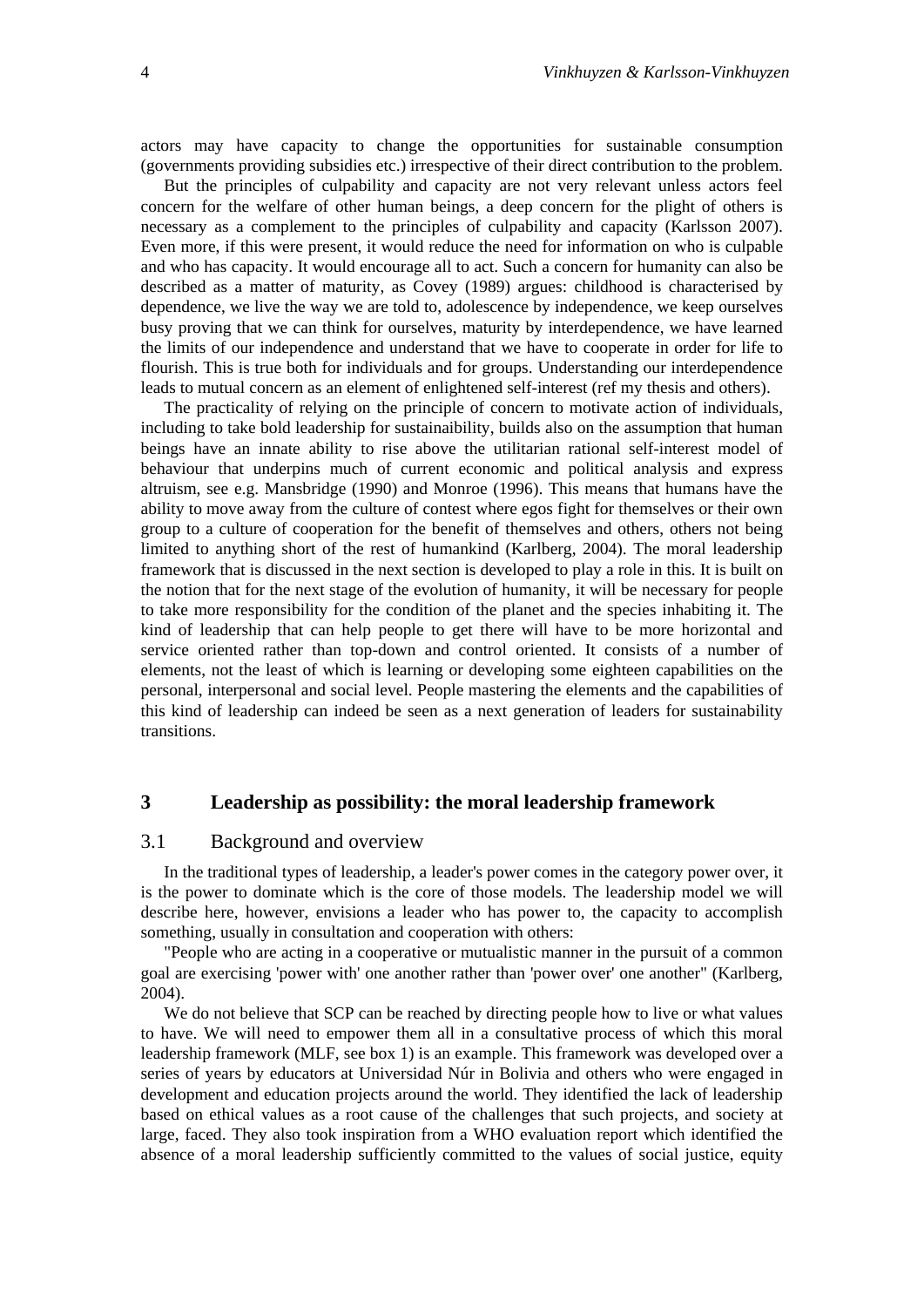actors may have capacity to change the opportunities for sustainable consumption (governments providing subsidies etc.) irrespective of their direct contribution to the problem.

But the principles of culpability and capacity are not very relevant unless actors feel concern for the welfare of other human beings, a deep concern for the plight of others is necessary as a complement to the principles of culpability and capacity (Karlsson 2007). Even more, if this were present, it would reduce the need for information on who is culpable and who has capacity. It would encourage all to act. Such a concern for humanity can also be described as a matter of maturity, as Covey (1989) argues: childhood is characterised by dependence, we live the way we are told to, adolescence by independence, we keep ourselves busy proving that we can think for ourselves, maturity by interdependence, we have learned the limits of our independence and understand that we have to cooperate in order for life to flourish. This is true both for individuals and for groups. Understanding our interdependence leads to mutual concern as an element of enlightened self-interest (ref my thesis and others).

The practicality of relying on the principle of concern to motivate action of individuals, including to take bold leadership for sustainaibility, builds also on the assumption that human beings have an innate ability to rise above the utilitarian rational self-interest model of behaviour that underpins much of current economic and political analysis and express altruism, see e.g. Mansbridge (1990) and Monroe (1996). This means that humans have the ability to move away from the culture of contest where egos fight for themselves or their own group to a culture of cooperation for the benefit of themselves and others, others not being limited to anything short of the rest of humankind (Karlberg, 2004). The moral leadership framework that is discussed in the next section is developed to play a role in this. It is built on the notion that for the next stage of the evolution of humanity, it will be necessary for people to take more responsibility for the condition of the planet and the species inhabiting it. The kind of leadership that can help people to get there will have to be more horizontal and service oriented rather than top-down and control oriented. It consists of a number of elements, not the least of which is learning or developing some eighteen capabilities on the personal, interpersonal and social level. People mastering the elements and the capabilities of this kind of leadership can indeed be seen as a next generation of leaders for sustainability transitions.

## 3 Leadership as possibility: the moral leadership framework

### 3.1 Background and overview

In the traditional types of leadership, a leader's power comes in the category power over, it is the power to dominate which is the core of those models. The leadership model we will describe here, however, envisions a leader who has power to, the capacity to accomplish something, usually in consultation and cooperation with others:

"People who are acting in a cooperative or mutualistic manner in the pursuit of a common goal are exercising 'power with' one another rather than 'power over' one another" (Karlberg, 2004).

We do not believe that SCP can be reached by directing people how to live or what values to have. We will need to empower them all in a consultative process of which this moral leadership framework (MLF, see box 1) is an example. This framework was developed over a series of years by educators at Universidad Núr in Bolivia and others who were engaged in development and education projects around the world. They identified the lack of leadership based on ethical values as a root cause of the challenges that such projects, and society at large, faced. They also took inspiration from a WHO evaluation report which identified the absence of a moral leadership sufficiently committed to the values of social justice, equity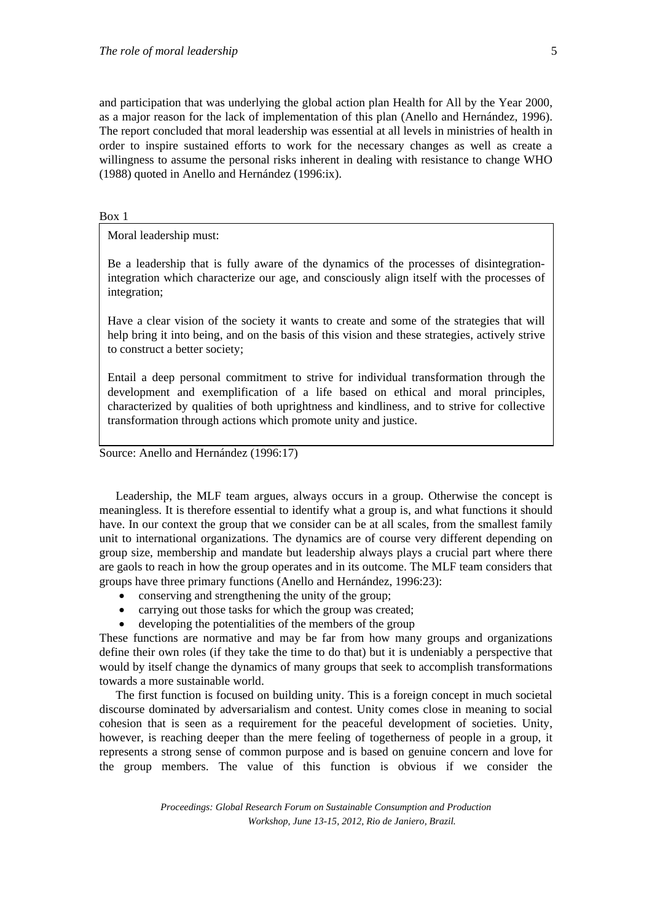and participation that was underlying the global action plan Health for All by the Year 2000, as a major reason for the lack of implementation of this plan (Anello and Hernández, 1996). The report concluded that moral leadership was essential at all levels in ministries of health in order to inspire sustained efforts to work for the necessary changes as well as create a willingness to assume the personal risks inherent in dealing with resistance to change WHO (1988) quoted in Anello and Hernández (1996:ix).

Box 1

> Moral leadership must:
>
> Be a leadership that is fully aware of the dynamics of the processes of disintegration-integration which characterize our age, and consciously align itself with the processes of integration;
>
> Have a clear vision of the society it wants to create and some of the strategies that will help bring it into being, and on the basis of this vision and these strategies, actively strive to construct a better society;
>
> Entail a deep personal commitment to strive for individual transformation through the development and exemplification of a life based on ethical and moral principles, characterized by qualities of both uprightness and kindliness, and to strive for collective transformation through actions which promote unity and justice.

Source: Anello and Hernández (1996:17)

Leadership, the MLF team argues, always occurs in a group. Otherwise the concept is meaningless. It is therefore essential to identify what a group is, and what functions it should have. In our context the group that we consider can be at all scales, from the smallest family unit to international organizations. The dynamics are of course very different depending on group size, membership and mandate but leadership always plays a crucial part where there are gaols to reach in how the group operates and in its outcome. The MLF team considers that groups have three primary functions (Anello and Hernández, 1996:23):

- conserving and strengthening the unity of the group;
- carrying out those tasks for which the group was created;
- developing the potentialities of the members of the group

These functions are normative and may be far from how many groups and organizations define their own roles (if they take the time to do that) but it is undeniably a perspective that would by itself change the dynamics of many groups that seek to accomplish transformations towards a more sustainable world.

The first function is focused on building unity. This is a foreign concept in much societal discourse dominated by adversarialism and contest. Unity comes close in meaning to social cohesion that is seen as a requirement for the peaceful development of societies. Unity, however, is reaching deeper than the mere feeling of togetherness of people in a group, it represents a strong sense of common purpose and is based on genuine concern and love for the group members. The value of this function is obvious if we consider the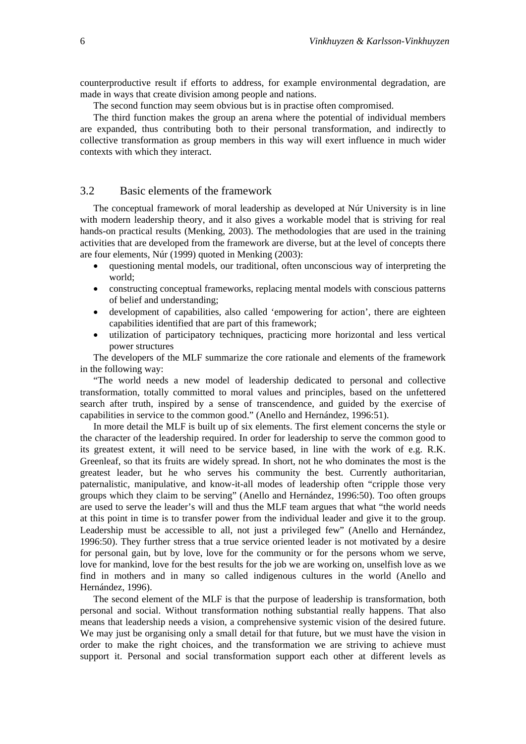counterproductive result if efforts to address, for example environmental degradation, are made in ways that create division among people and nations.

The second function may seem obvious but is in practise often compromised.

The third function makes the group an arena where the potential of individual members are expanded, thus contributing both to their personal transformation, and indirectly to collective transformation as group members in this way will exert influence in much wider contexts with which they interact.

## 3.2 Basic elements of the framework

The conceptual framework of moral leadership as developed at Núr University is in line with modern leadership theory, and it also gives a workable model that is striving for real hands-on practical results (Menking, 2003). The methodologies that are used in the training activities that are developed from the framework are diverse, but at the level of concepts there are four elements, Núr (1999) quoted in Menking (2003):

- questioning mental models, our traditional, often unconscious way of interpreting the world;
- constructing conceptual frameworks, replacing mental models with conscious patterns of belief and understanding;
- development of capabilities, also called 'empowering for action', there are eighteen capabilities identified that are part of this framework;
- utilization of participatory techniques, practicing more horizontal and less vertical power structures

The developers of the MLF summarize the core rationale and elements of the framework in the following way:

"The world needs a new model of leadership dedicated to personal and collective transformation, totally committed to moral values and principles, based on the unfettered search after truth, inspired by a sense of transcendence, and guided by the exercise of capabilities in service to the common good." (Anello and Hernández, 1996:51).

In more detail the MLF is built up of six elements. The first element concerns the style or the character of the leadership required. In order for leadership to serve the common good to its greatest extent, it will need to be service based, in line with the work of e.g. R.K. Greenleaf, so that its fruits are widely spread. In short, not he who dominates the most is the greatest leader, but he who serves his community the best. Currently authoritarian, paternalistic, manipulative, and know-it-all modes of leadership often "cripple those very groups which they claim to be serving" (Anello and Hernández, 1996:50). Too often groups are used to serve the leader's will and thus the MLF team argues that what "the world needs at this point in time is to transfer power from the individual leader and give it to the group. Leadership must be accessible to all, not just a privileged few" (Anello and Hernández, 1996:50). They further stress that a true service oriented leader is not motivated by a desire for personal gain, but by love, love for the community or for the persons whom we serve, love for mankind, love for the best results for the job we are working on, unselfish love as we find in mothers and in many so called indigenous cultures in the world (Anello and Hernández, 1996).

The second element of the MLF is that the purpose of leadership is transformation, both personal and social. Without transformation nothing substantial really happens. That also means that leadership needs a vision, a comprehensive systemic vision of the desired future. We may just be organising only a small detail for that future, but we must have the vision in order to make the right choices, and the transformation we are striving to achieve must support it. Personal and social transformation support each other at different levels as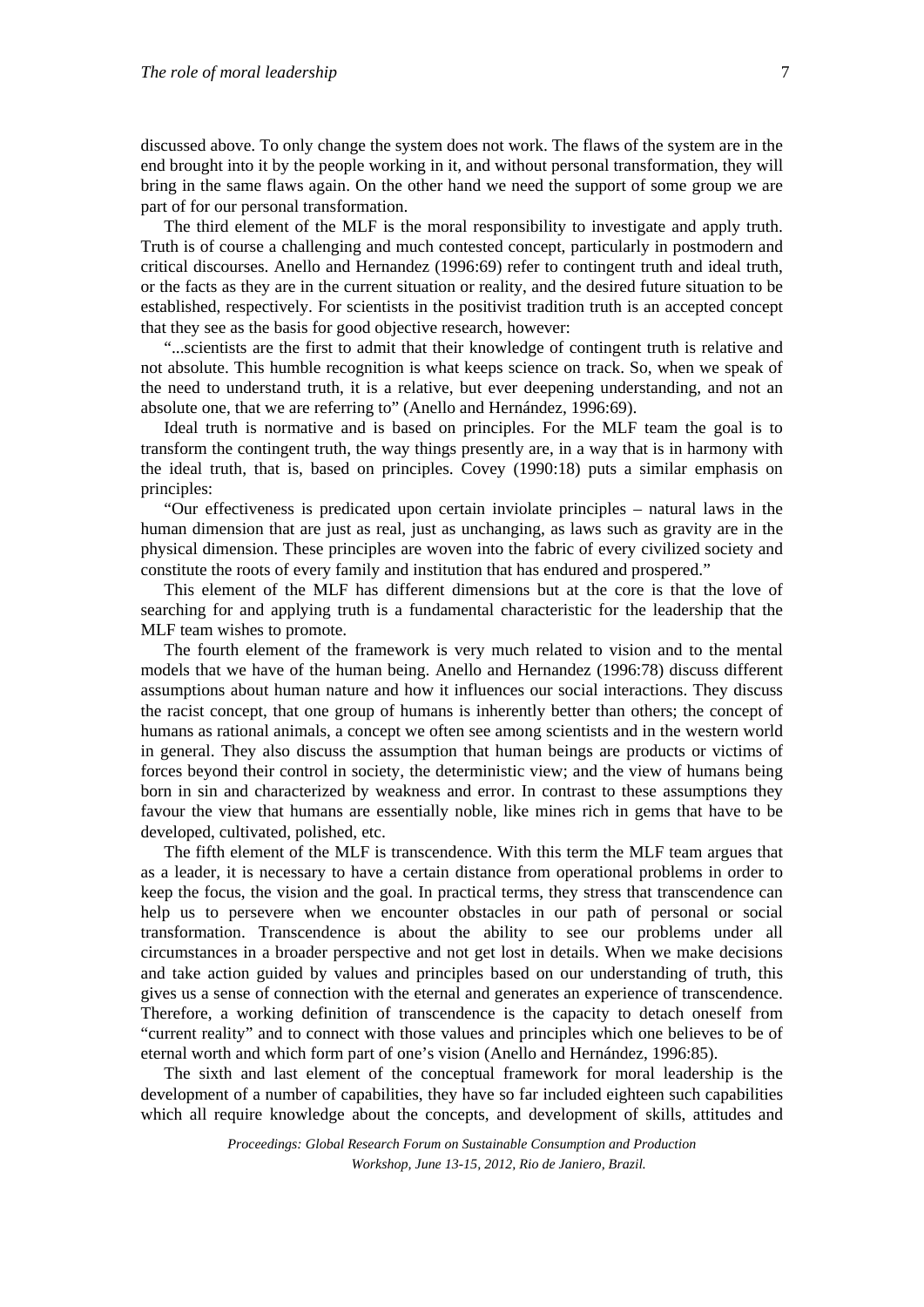discussed above. To only change the system does not work. The flaws of the system are in the end brought into it by the people working in it, and without personal transformation, they will bring in the same flaws again. On the other hand we need the support of some group we are part of for our personal transformation.

The third element of the MLF is the moral responsibility to investigate and apply truth. Truth is of course a challenging and much contested concept, particularly in postmodern and critical discourses. Anello and Hernandez (1996:69) refer to contingent truth and ideal truth, or the facts as they are in the current situation or reality, and the desired future situation to be established, respectively. For scientists in the positivist tradition truth is an accepted concept that they see as the basis for good objective research, however:

"...scientists are the first to admit that their knowledge of contingent truth is relative and not absolute. This humble recognition is what keeps science on track. So, when we speak of the need to understand truth, it is a relative, but ever deepening understanding, and not an absolute one, that we are referring to" (Anello and Hernández, 1996:69).

Ideal truth is normative and is based on principles. For the MLF team the goal is to transform the contingent truth, the way things presently are, in a way that is in harmony with the ideal truth, that is, based on principles. Covey (1990:18) puts a similar emphasis on principles:

"Our effectiveness is predicated upon certain inviolate principles – natural laws in the human dimension that are just as real, just as unchanging, as laws such as gravity are in the physical dimension. These principles are woven into the fabric of every civilized society and constitute the roots of every family and institution that has endured and prospered."

This element of the MLF has different dimensions but at the core is that the love of searching for and applying truth is a fundamental characteristic for the leadership that the MLF team wishes to promote.

The fourth element of the framework is very much related to vision and to the mental models that we have of the human being. Anello and Hernandez (1996:78) discuss different assumptions about human nature and how it influences our social interactions. They discuss the racist concept, that one group of humans is inherently better than others; the concept of humans as rational animals, a concept we often see among scientists and in the western world in general. They also discuss the assumption that human beings are products or victims of forces beyond their control in society, the deterministic view; and the view of humans being born in sin and characterized by weakness and error. In contrast to these assumptions they favour the view that humans are essentially noble, like mines rich in gems that have to be developed, cultivated, polished, etc.

The fifth element of the MLF is transcendence. With this term the MLF team argues that as a leader, it is necessary to have a certain distance from operational problems in order to keep the focus, the vision and the goal. In practical terms, they stress that transcendence can help us to persevere when we encounter obstacles in our path of personal or social transformation. Transcendence is about the ability to see our problems under all circumstances in a broader perspective and not get lost in details. When we make decisions and take action guided by values and principles based on our understanding of truth, this gives us a sense of connection with the eternal and generates an experience of transcendence. Therefore, a working definition of transcendence is the capacity to detach oneself from "current reality" and to connect with those values and principles which one believes to be of eternal worth and which form part of one's vision (Anello and Hernández, 1996:85).

The sixth and last element of the conceptual framework for moral leadership is the development of a number of capabilities, they have so far included eighteen such capabilities which all require knowledge about the concepts, and development of skills, attitudes and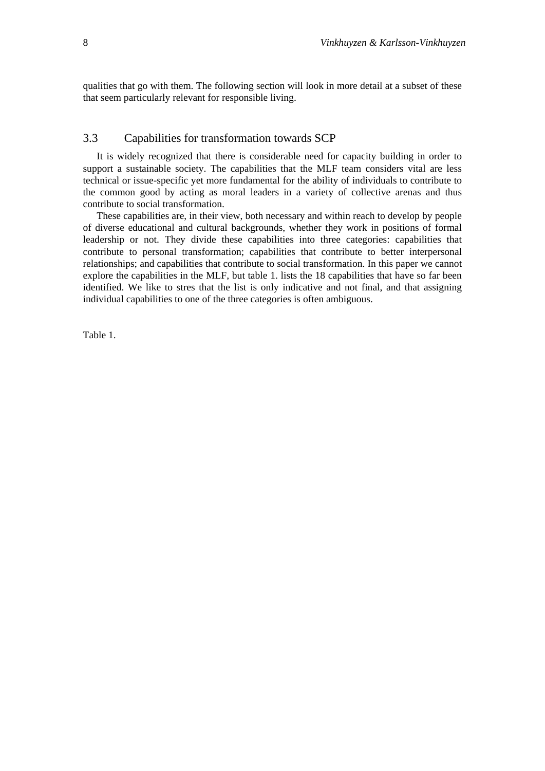qualities that go with them. The following section will look in more detail at a subset of these that seem particularly relevant for responsible living.

## 3.3 Capabilities for transformation towards SCP

It is widely recognized that there is considerable need for capacity building in order to support a sustainable society. The capabilities that the MLF team considers vital are less technical or issue-specific yet more fundamental for the ability of individuals to contribute to the common good by acting as moral leaders in a variety of collective arenas and thus contribute to social transformation.

These capabilities are, in their view, both necessary and within reach to develop by people of diverse educational and cultural backgrounds, whether they work in positions of formal leadership or not. They divide these capabilities into three categories: capabilities that contribute to personal transformation; capabilities that contribute to better interpersonal relationships; and capabilities that contribute to social transformation. In this paper we cannot explore the capabilities in the MLF, but table 1. lists the 18 capabilities that have so far been identified. We like to stres that the list is only indicative and not final, and that assigning individual capabilities to one of the three categories is often ambiguous.

Table 1.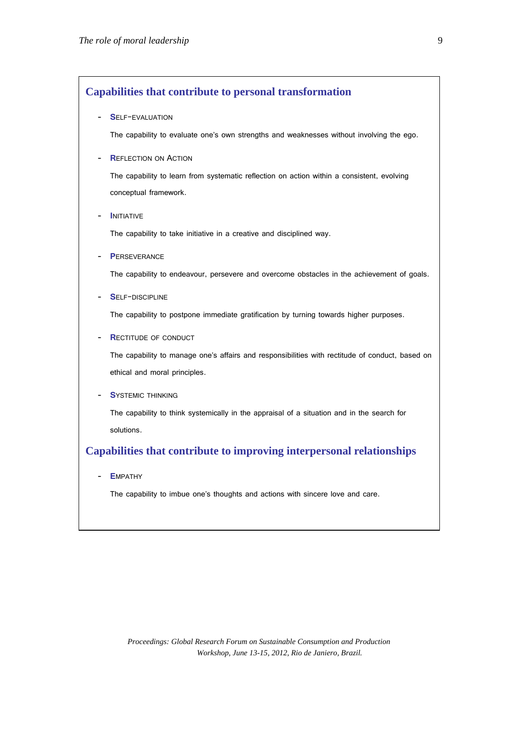## Capabilities that contribute to personal transformation

- **SELF-EVALUATION**

  The capability to evaluate one's own strengths and weaknesses without involving the ego.

- **REFLECTION ON ACTION**

  The capability to learn from systematic reflection on action within a consistent, evolving conceptual framework.

- **INITIATIVE**

  The capability to take initiative in a creative and disciplined way.

- **PERSEVERANCE**

  The capability to endeavour, persevere and overcome obstacles in the achievement of goals.

- **SELF-DISCIPLINE**

  The capability to postpone immediate gratification by turning towards higher purposes.

- **RECTITUDE OF CONDUCT**

  The capability to manage one's affairs and responsibilities with rectitude of conduct, based on ethical and moral principles.

- **SYSTEMIC THINKING**

  The capability to think systemically in the appraisal of a situation and in the search for solutions.

## Capabilities that contribute to improving interpersonal relationships

- **EMPATHY**

  The capability to imbue one's thoughts and actions with sincere love and care.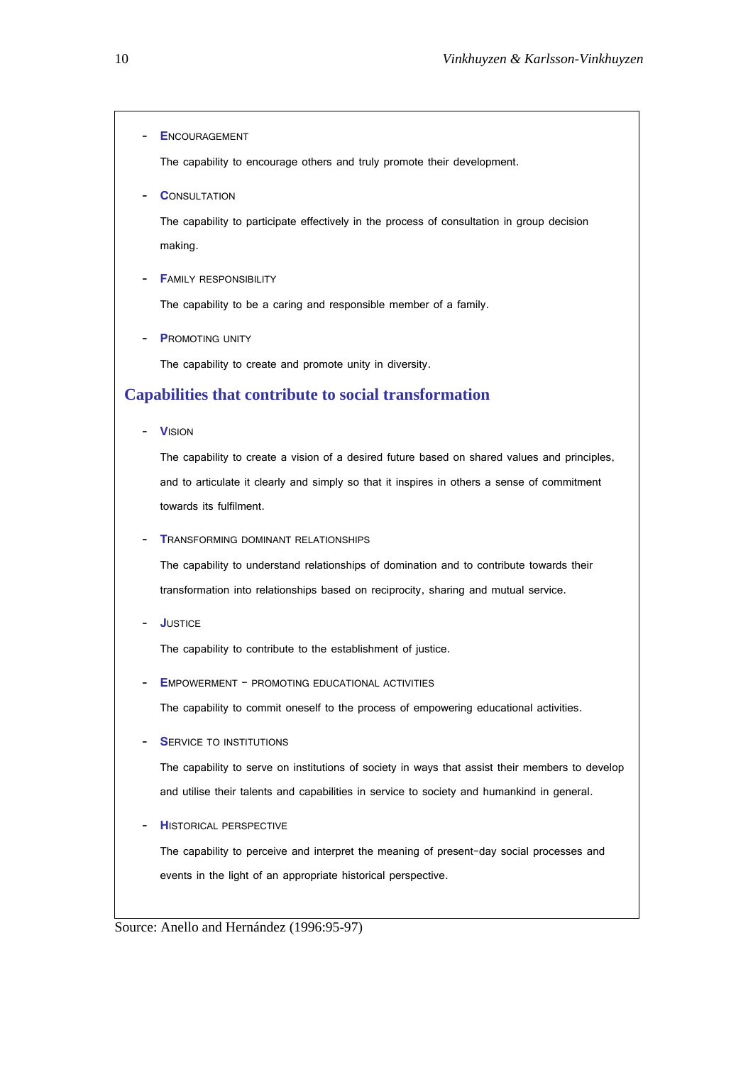- **ENCOUNTERING**

Wait—

- **ENCOURAGEMENT**

  The capability to encourage others and truly promote their development.

- **CONSULTATION**

  The capability to participate effectively in the process of consultation in group decision making.

- **FAMILY RESPONSIBILITY**

  The capability to be a caring and responsible member of a family.

- **PROMOTING UNITY**

  The capability to create and promote unity in diversity.

## Capabilities that contribute to social transformation

- **VISION**

  The capability to create a vision of a desired future based on shared values and principles, and to articulate it clearly and simply so that it inspires in others a sense of commitment towards its fulfilment.

- **TRANSFORMING DOMINANT RELATIONSHIPS**

  The capability to understand relationships of domination and to contribute towards their transformation into relationships based on reciprocity, sharing and mutual service.

- **JUSTICE**

  The capability to contribute to the establishment of justice.

- **EMPOWERMENT – PROMOTING EDUCATIONAL ACTIVITIES**

  The capability to commit oneself to the process of empowering educational activities.

- **SERVICE TO INSTITUTIONS**

  The capability to serve on institutions of society in ways that assist their members to develop and utilise their talents and capabilities in service to society and humankind in general.

- **HISTORICAL PERSPECTIVE**

  The capability to perceive and interpret the meaning of present-day social processes and events in the light of an appropriate historical perspective.

Source: Anello and Hernández (1996:95-97)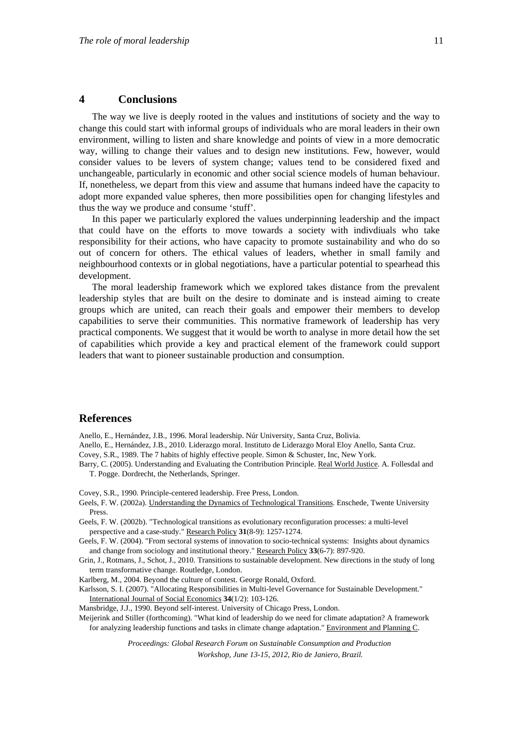## 4 Conclusions

The way we live is deeply rooted in the values and institutions of society and the way to change this could start with informal groups of individuals who are moral leaders in their own environment, willing to listen and share knowledge and points of view in a more democratic way, willing to change their values and to design new institutions. Few, however, would consider values to be levers of system change; values tend to be considered fixed and unchangeable, particularly in economic and other social science models of human behaviour. If, nonetheless, we depart from this view and assume that humans indeed have the capacity to adopt more expanded value spheres, then more possibilities open for changing lifestyles and thus the way we produce and consume 'stuff'.

In this paper we particularly explored the values underpinning leadership and the impact that could have on the efforts to move towards a society with indivdiuals who take responsibility for their actions, who have capacity to promote sustainability and who do so out of concern for others. The ethical values of leaders, whether in small family and neighbourhood contexts or in global negotiations, have a particular potential to spearhead this development.

The moral leadership framework which we explored takes distance from the prevalent leadership styles that are built on the desire to dominate and is instead aiming to create groups which are united, can reach their goals and empower their members to develop capabilities to serve their communities. This normative framework of leadership has very practical components. We suggest that it would be worth to analyse in more detail how the set of capabilities which provide a key and practical element of the framework could support leaders that want to pioneer sustainable production and consumption.

## References

Anello, E., Hernández, J.B., 1996. Moral leadership. Núr University, Santa Cruz, Bolivia.

Anello, E., Hernández, J.B., 2010. Liderazgo moral. Instituto de Liderazgo Moral Eloy Anello, Santa Cruz.

Covey, S.R., 1989. The 7 habits of highly effective people. Simon & Schuster, Inc, New York.

Barry, C. (2005). Understanding and Evaluating the Contribution Principle. Real World Justice. A. Follesdal and T. Pogge. Dordrecht, the Netherlands, Springer.

Covey, S.R., 1990. Principle-centered leadership. Free Press, London.

Geels, F. W. (2002a). Understanding the Dynamics of Technological Transitions. Enschede, Twente University Press.

Geels, F. W. (2002b). "Technological transitions as evolutionary reconfiguration processes: a multi-level perspective and a case-study." Research Policy **31**(8-9): 1257-1274.

Geels, F. W. (2004). "From sectoral systems of innovation to socio-technical systems: Insights about dynamics and change from sociology and institutional theory." Research Policy **33**(6-7): 897-920.

Grin, J., Rotmans, J., Schot, J., 2010. Transitions to sustainable development. New directions in the study of long term transformative change. Routledge, London.

Karlberg, M., 2004. Beyond the culture of contest. George Ronald, Oxford.

Karlsson, S. I. (2007). "Allocating Responsibilities in Multi-level Governance for Sustainable Development." International Journal of Social Economics **34**(1/2): 103-126.

Mansbridge, J.J., 1990. Beyond self-interest. University of Chicago Press, London.

Meijerink and Stiller (forthcoming). "What kind of leadership do we need for climate adaptation? A framework for analyzing leadership functions and tasks in climate change adaptation." Environment and Planning C.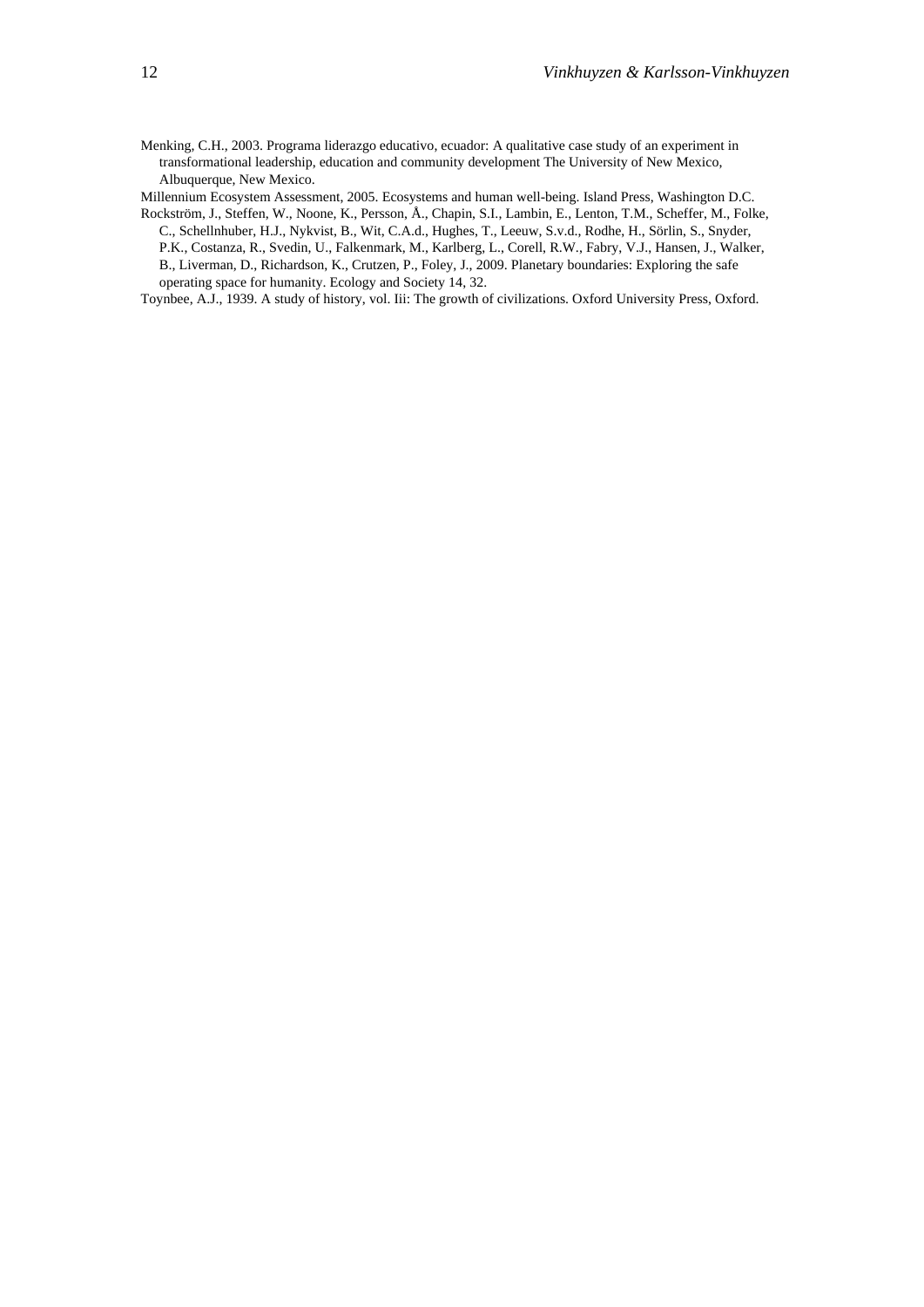Menking, C.H., 2003. Programa liderazgo educativo, ecuador: A qualitative case study of an experiment in transformational leadership, education and community development The University of New Mexico, Albuquerque, New Mexico.

Millennium Ecosystem Assessment, 2005. Ecosystems and human well-being. Island Press, Washington D.C.

Rockström, J., Steffen, W., Noone, K., Persson, Å., Chapin, S.I., Lambin, E., Lenton, T.M., Scheffer, M., Folke, C., Schellnhuber, H.J., Nykvist, B., Wit, C.A.d., Hughes, T., Leeuw, S.v.d., Rodhe, H., Sörlin, S., Snyder, P.K., Costanza, R., Svedin, U., Falkenmark, M., Karlberg, L., Corell, R.W., Fabry, V.J., Hansen, J., Walker, B., Liverman, D., Richardson, K., Crutzen, P., Foley, J., 2009. Planetary boundaries: Exploring the safe operating space for humanity. Ecology and Society 14, 32.

Toynbee, A.J., 1939. A study of history, vol. Iii: The growth of civilizations. Oxford University Press, Oxford.